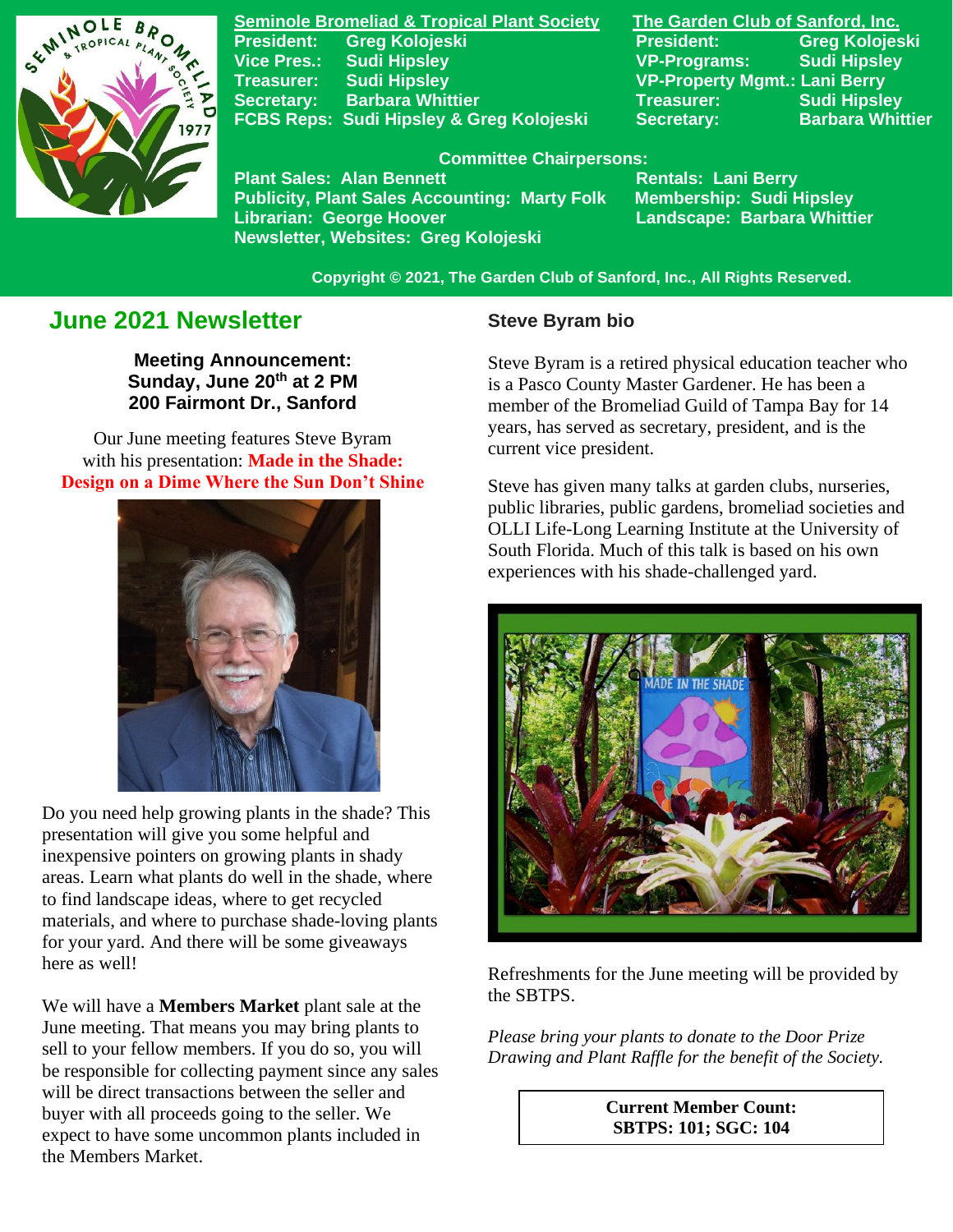**Seminole Bromeliad & Tropical Plant Society**

President: Greg Kolojeski
Vice Pres.: Sudi Hipsley
Treasurer: Sudi Hipsley
Secretary: Barbara Whittier
FCBS Reps: Sudi Hipsley & Greg Kolojeski

**The Garden Club of Sanford, Inc.**

President: Greg Kolojeski
VP-Programs: Sudi Hipsley
VP-Property Mgmt.: Lani Berry
Treasurer: Sudi Hipsley
Secretary: Barbara Whittier

**Committee Chairpersons:**

Plant Sales: Alan Bennett
Publicity, Plant Sales Accounting: Marty Folk
Librarian: George Hoover
Newsletter, Websites: Greg Kolojeski
Rentals: Lani Berry
Membership: Sudi Hipsley
Landscape: Barbara Whittier

Copyright © 2021, The Garden Club of Sanford, Inc., All Rights Reserved.

# June 2021 Newsletter

**Meeting Announcement:**
**Sunday, June 20th at 2 PM**
**200 Fairmont Dr., Sanford**

Our June meeting features Steve Byram with his presentation: **Made in the Shade: Design on a Dime Where the Sun Don't Shine**

Do you need help growing plants in the shade? This presentation will give you some helpful and inexpensive pointers on growing plants in shady areas. Learn what plants do well in the shade, where to find landscape ideas, where to get recycled materials, and where to purchase shade-loving plants for your yard. And there will be some giveaways here as well!

We will have a **Members Market** plant sale at the June meeting. That means you may bring plants to sell to your fellow members. If you do so, you will be responsible for collecting payment since any sales will be direct transactions between the seller and buyer with all proceeds going to the seller. We expect to have some uncommon plants included in the Members Market.

## Steve Byram bio

Steve Byram is a retired physical education teacher who is a Pasco County Master Gardener. He has been a member of the Bromeliad Guild of Tampa Bay for 14 years, has served as secretary, president, and is the current vice president.

Steve has given many talks at garden clubs, nurseries, public libraries, public gardens, bromeliad societies and OLLI Life-Long Learning Institute at the University of South Florida. Much of this talk is based on his own experiences with his shade-challenged yard.

Refreshments for the June meeting will be provided by the SBTPS.

*Please bring your plants to donate to the Door Prize Drawing and Plant Raffle for the benefit of the Society.*

**Current Member Count:**
**SBTPS: 101; SGC: 104**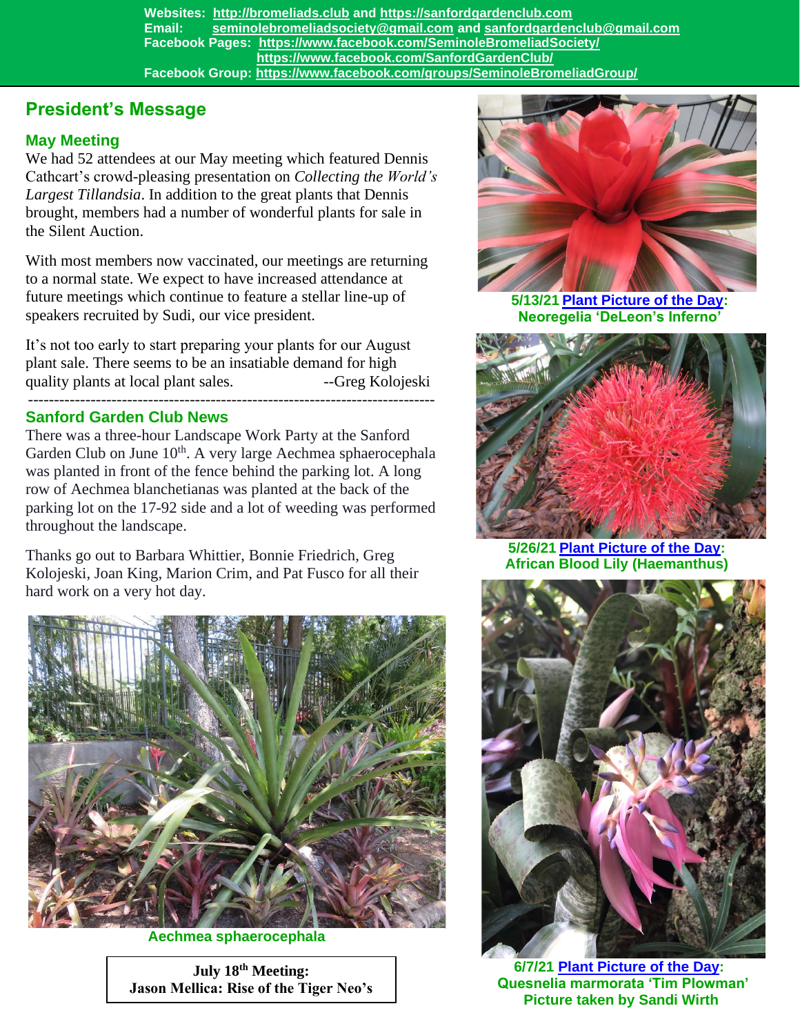**Websites:** http://bromeliads.club and https://sanfordgardenclub.com
**Email:** seminolebromeliadsociety@gmail.com and sanfordgardenclub@gmail.com
**Facebook Pages:** https://www.facebook.com/SeminoleBromeliadSociety/
https://www.facebook.com/SanfordGardenClub/
**Facebook Group:** https://www.facebook.com/groups/SeminoleBromeliadGroup/

## President's Message

### May Meeting

We had 52 attendees at our May meeting which featured Dennis Cathcart's crowd-pleasing presentation on *Collecting the World's Largest Tillandsia*. In addition to the great plants that Dennis brought, members had a number of wonderful plants for sale in the Silent Auction.

With most members now vaccinated, our meetings are returning to a normal state. We expect to have increased attendance at future meetings which continue to feature a stellar line-up of speakers recruited by Sudi, our vice president.

It's not too early to start preparing your plants for our August plant sale. There seems to be an insatiable demand for high quality plants at local plant sales. --Greg Kolojeski

---

### Sanford Garden Club News

There was a three-hour Landscape Work Party at the Sanford Garden Club on June 10th. A very large Aechmea sphaerocephala was planted in front of the fence behind the parking lot. A long row of Aechmea blanchetianas was planted at the back of the parking lot on the 17-92 side and a lot of weeding was performed throughout the landscape.

Thanks go out to Barbara Whittier, Bonnie Friedrich, Greg Kolojeski, Joan King, Marion Crim, and Pat Fusco for all their hard work on a very hot day.

**Aechmea sphaerocephala**

**July 18th Meeting:**
**Jason Mellica: Rise of the Tiger Neo's**

**5/13/21 Plant Picture of the Day: Neoregelia 'DeLeon's Inferno'**

**5/26/21 Plant Picture of the Day: African Blood Lily (Haemanthus)**

**6/7/21 Plant Picture of the Day: Quesnelia marmorata 'Tim Plowman' Picture taken by Sandi Wirth**